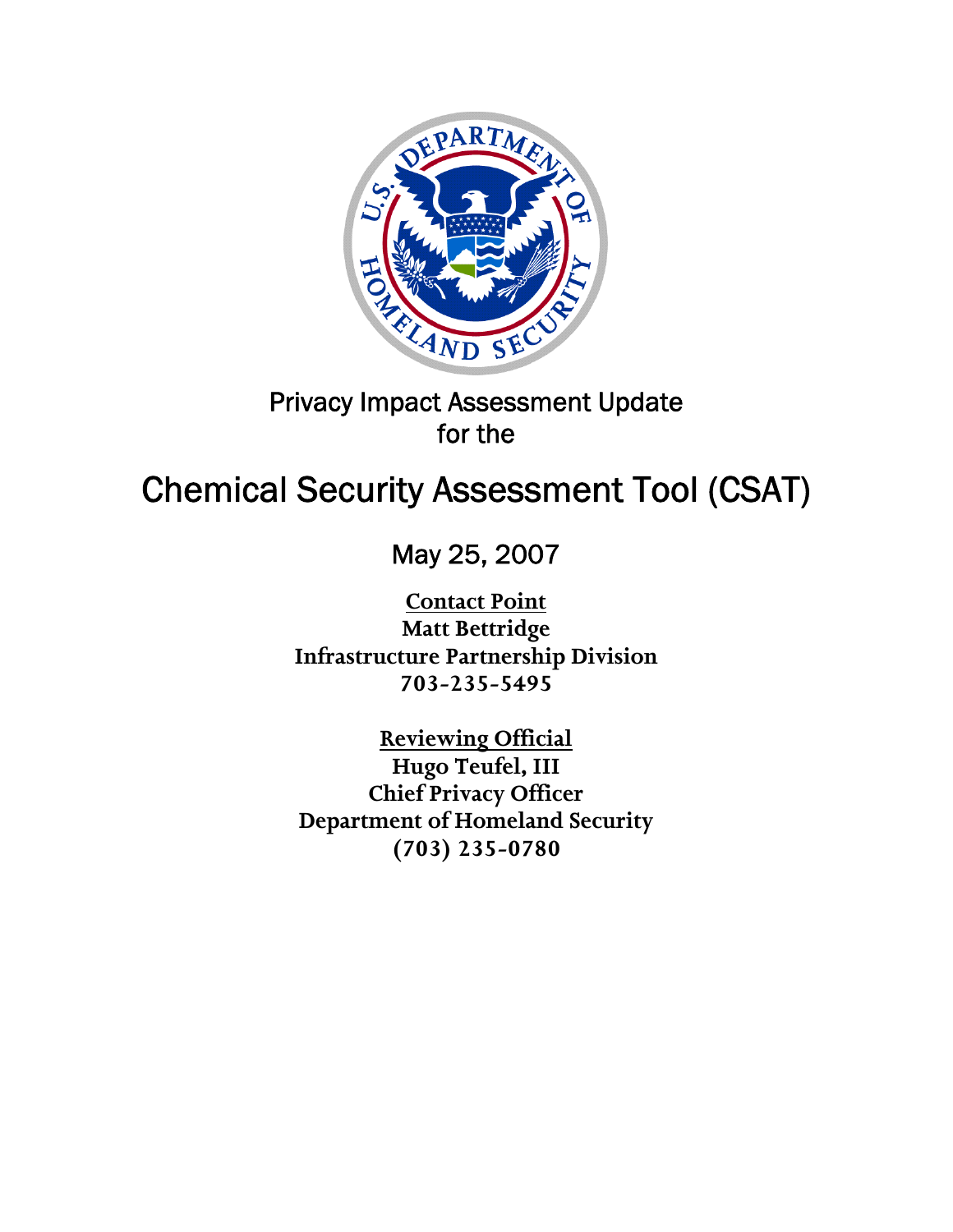Privacy Impact Assessment Update
for the

# Chemical Security Assessment Tool (CSAT)

May 25, 2007

**Contact Point**
**Matt Bettridge**
**Infrastructure Partnership Division**
**703-235-5495**

**Reviewing Official**
**Hugo Teufel, III**
**Chief Privacy Officer**
**Department of Homeland Security**
**(703) 235-0780**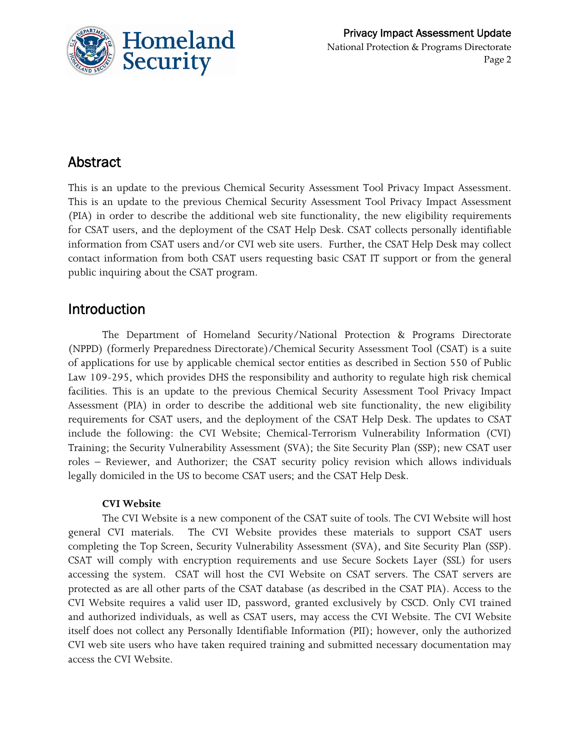## Abstract

This is an update to the previous Chemical Security Assessment Tool Privacy Impact Assessment. This is an update to the previous Chemical Security Assessment Tool Privacy Impact Assessment (PIA) in order to describe the additional web site functionality, the new eligibility requirements for CSAT users, and the deployment of the CSAT Help Desk. CSAT collects personally identifiable information from CSAT users and/or CVI web site users. Further, the CSAT Help Desk may collect contact information from both CSAT users requesting basic CSAT IT support or from the general public inquiring about the CSAT program.

## Introduction

The Department of Homeland Security/National Protection & Programs Directorate (NPPD) (formerly Preparedness Directorate)/Chemical Security Assessment Tool (CSAT) is a suite of applications for use by applicable chemical sector entities as described in Section 550 of Public Law 109-295, which provides DHS the responsibility and authority to regulate high risk chemical facilities. This is an update to the previous Chemical Security Assessment Tool Privacy Impact Assessment (PIA) in order to describe the additional web site functionality, the new eligibility requirements for CSAT users, and the deployment of the CSAT Help Desk. The updates to CSAT include the following: the CVI Website; Chemical-Terrorism Vulnerability Information (CVI) Training; the Security Vulnerability Assessment (SVA); the Site Security Plan (SSP); new CSAT user roles – Reviewer, and Authorizer; the CSAT security policy revision which allows individuals legally domiciled in the US to become CSAT users; and the CSAT Help Desk.

**CVI Website**

The CVI Website is a new component of the CSAT suite of tools. The CVI Website will host general CVI materials. The CVI Website provides these materials to support CSAT users completing the Top Screen, Security Vulnerability Assessment (SVA), and Site Security Plan (SSP). CSAT will comply with encryption requirements and use Secure Sockets Layer (SSL) for users accessing the system. CSAT will host the CVI Website on CSAT servers. The CSAT servers are protected as are all other parts of the CSAT database (as described in the CSAT PIA). Access to the CVI Website requires a valid user ID, password, granted exclusively by CSCD. Only CVI trained and authorized individuals, as well as CSAT users, may access the CVI Website. The CVI Website itself does not collect any Personally Identifiable Information (PII); however, only the authorized CVI web site users who have taken required training and submitted necessary documentation may access the CVI Website.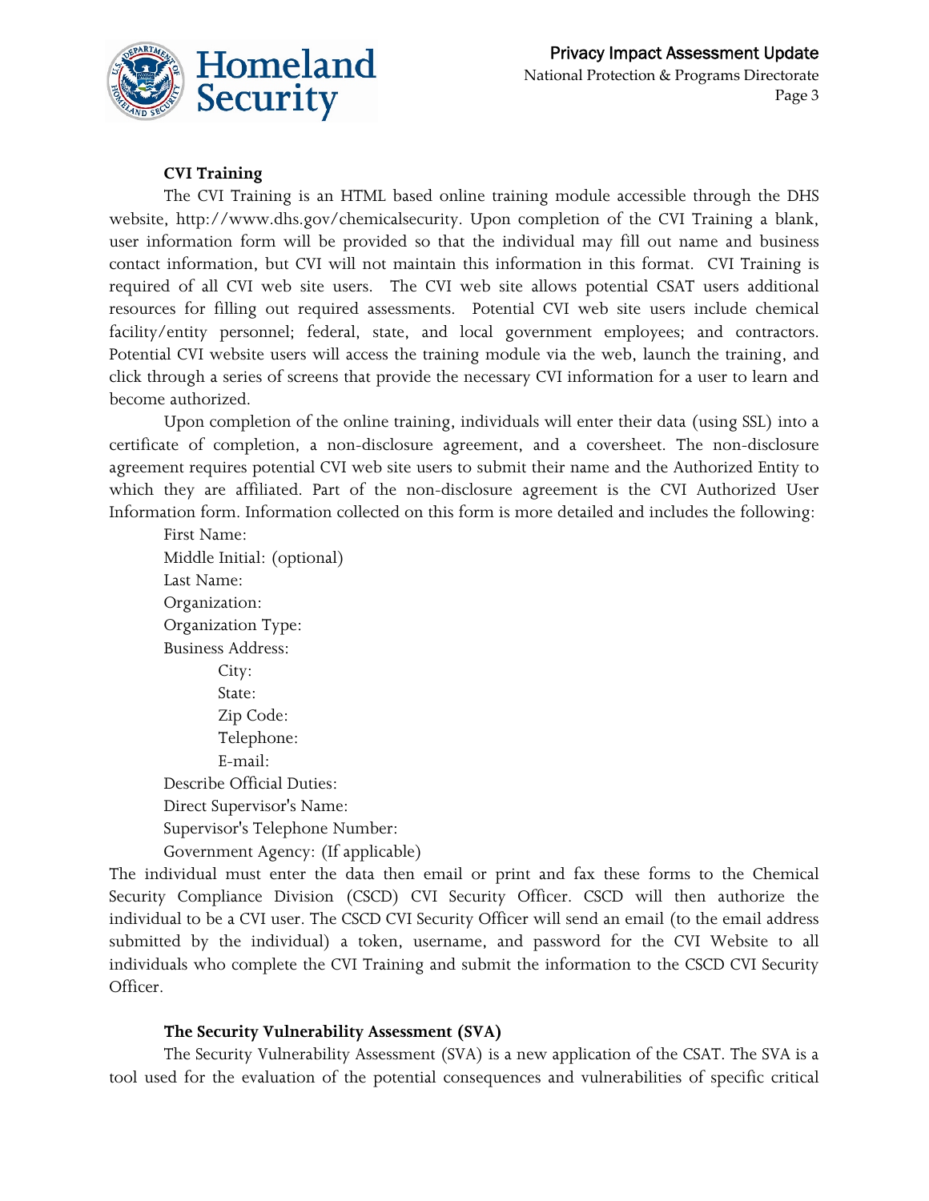### CVI Training

The CVI Training is an HTML based online training module accessible through the DHS website, http://www.dhs.gov/chemicalsecurity. Upon completion of the CVI Training a blank, user information form will be provided so that the individual may fill out name and business contact information, but CVI will not maintain this information in this format. CVI Training is required of all CVI web site users. The CVI web site allows potential CSAT users additional resources for filling out required assessments. Potential CVI web site users include chemical facility/entity personnel; federal, state, and local government employees; and contractors. Potential CVI website users will access the training module via the web, launch the training, and click through a series of screens that provide the necessary CVI information for a user to learn and become authorized.

Upon completion of the online training, individuals will enter their data (using SSL) into a certificate of completion, a non-disclosure agreement, and a coversheet. The non-disclosure agreement requires potential CVI web site users to submit their name and the Authorized Entity to which they are affiliated. Part of the non-disclosure agreement is the CVI Authorized User Information form. Information collected on this form is more detailed and includes the following:

- First Name:
- Middle Initial: (optional)
- Last Name:
- Organization:
- Organization Type:
- Business Address:
  - City:
  - State:
  - Zip Code:
  - Telephone:
  - E-mail:
- Describe Official Duties:
- Direct Supervisor's Name:
- Supervisor's Telephone Number:
- Government Agency: (If applicable)

The individual must enter the data then email or print and fax these forms to the Chemical Security Compliance Division (CSCD) CVI Security Officer. CSCD will then authorize the individual to be a CVI user. The CSCD CVI Security Officer will send an email (to the email address submitted by the individual) a token, username, and password for the CVI Website to all individuals who complete the CVI Training and submit the information to the CSCD CVI Security Officer.

### The Security Vulnerability Assessment (SVA)

The Security Vulnerability Assessment (SVA) is a new application of the CSAT. The SVA is a tool used for the evaluation of the potential consequences and vulnerabilities of specific critical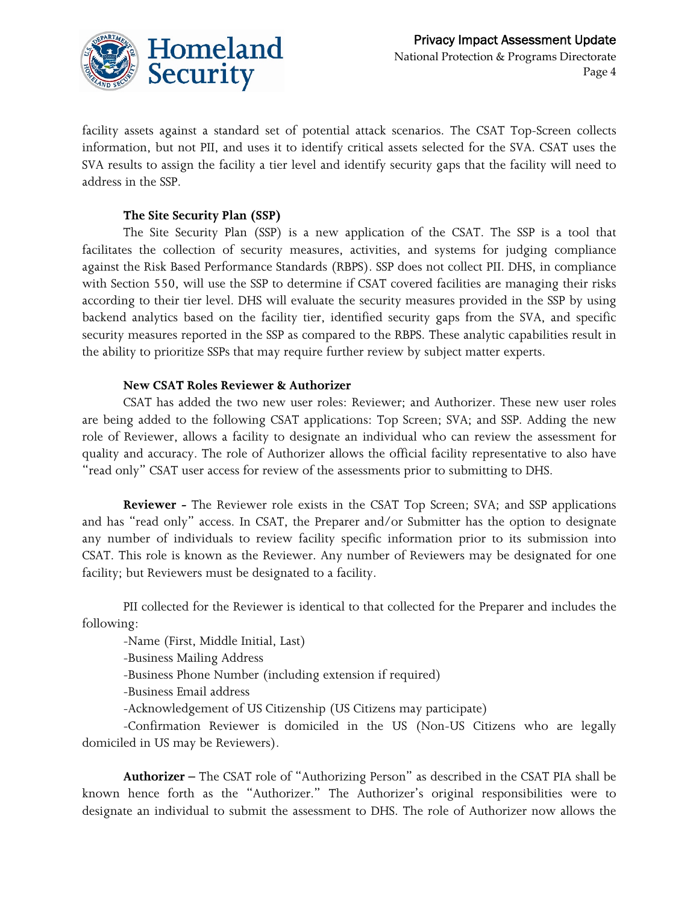facility assets against a standard set of potential attack scenarios. The CSAT Top-Screen collects information, but not PII, and uses it to identify critical assets selected for the SVA. CSAT uses the SVA results to assign the facility a tier level and identify security gaps that the facility will need to address in the SSP.

### The Site Security Plan (SSP)

The Site Security Plan (SSP) is a new application of the CSAT. The SSP is a tool that facilitates the collection of security measures, activities, and systems for judging compliance against the Risk Based Performance Standards (RBPS). SSP does not collect PII. DHS, in compliance with Section 550, will use the SSP to determine if CSAT covered facilities are managing their risks according to their tier level. DHS will evaluate the security measures provided in the SSP by using backend analytics based on the facility tier, identified security gaps from the SVA, and specific security measures reported in the SSP as compared to the RBPS. These analytic capabilities result in the ability to prioritize SSPs that may require further review by subject matter experts.

### New CSAT Roles Reviewer & Authorizer

CSAT has added the two new user roles: Reviewer; and Authorizer. These new user roles are being added to the following CSAT applications: Top Screen; SVA; and SSP. Adding the new role of Reviewer, allows a facility to designate an individual who can review the assessment for quality and accuracy. The role of Authorizer allows the official facility representative to also have "read only" CSAT user access for review of the assessments prior to submitting to DHS.

**Reviewer -** The Reviewer role exists in the CSAT Top Screen; SVA; and SSP applications and has "read only" access. In CSAT, the Preparer and/or Submitter has the option to designate any number of individuals to review facility specific information prior to its submission into CSAT. This role is known as the Reviewer. Any number of Reviewers may be designated for one facility; but Reviewers must be designated to a facility.

PII collected for the Reviewer is identical to that collected for the Preparer and includes the following:

- -Name (First, Middle Initial, Last)
- -Business Mailing Address
- -Business Phone Number (including extension if required)
- -Business Email address
- -Acknowledgement of US Citizenship (US Citizens may participate)
- -Confirmation Reviewer is domiciled in the US (Non-US Citizens who are legally domiciled in US may be Reviewers).

**Authorizer –** The CSAT role of "Authorizing Person" as described in the CSAT PIA shall be known hence forth as the "Authorizer." The Authorizer's original responsibilities were to designate an individual to submit the assessment to DHS. The role of Authorizer now allows the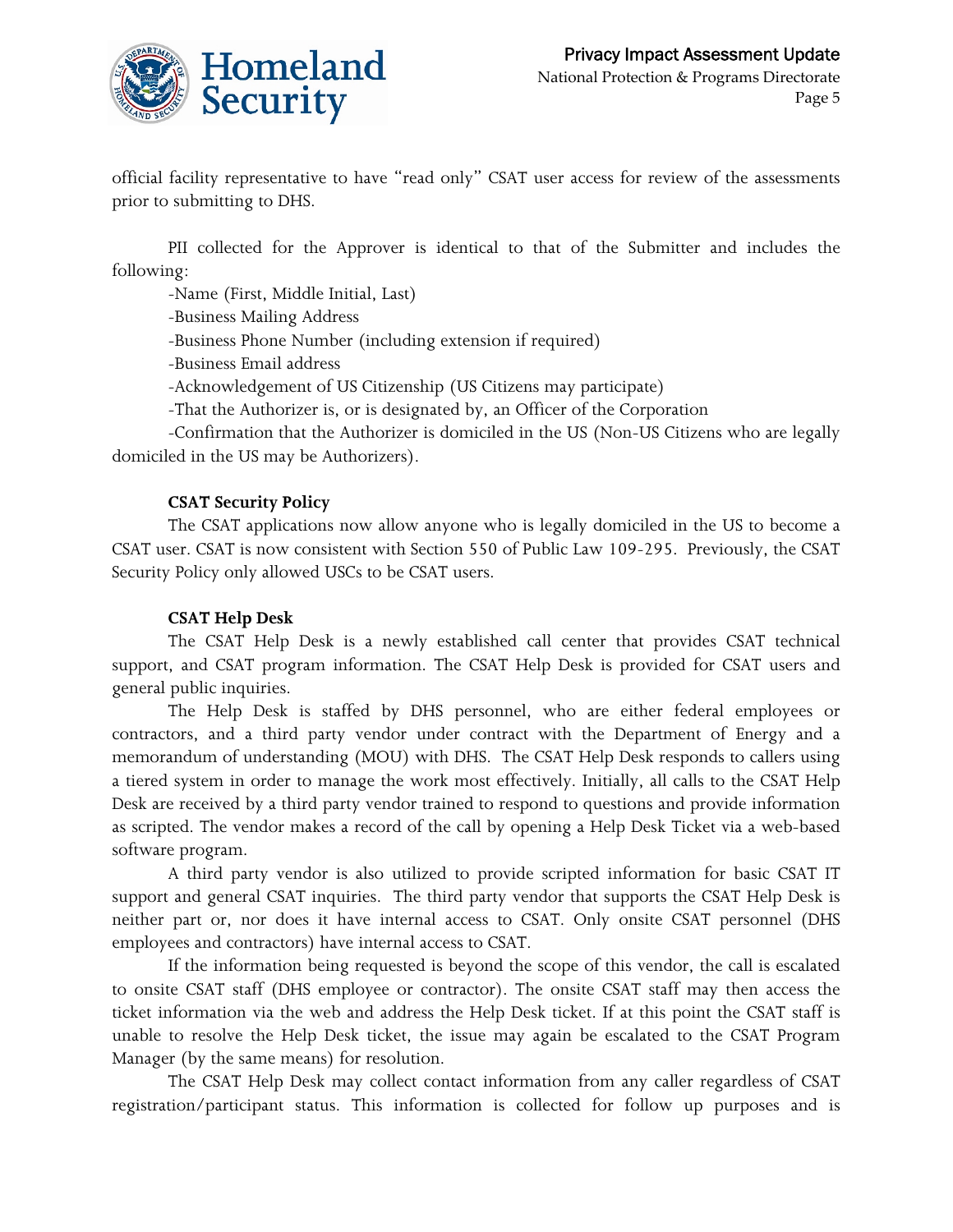official facility representative to have "read only" CSAT user access for review of the assessments prior to submitting to DHS.

PII collected for the Approver is identical to that of the Submitter and includes the following:

-Name (First, Middle Initial, Last)

-Business Mailing Address

-Business Phone Number (including extension if required)

-Business Email address

-Acknowledgement of US Citizenship (US Citizens may participate)

-That the Authorizer is, or is designated by, an Officer of the Corporation

-Confirmation that the Authorizer is domiciled in the US (Non-US Citizens who are legally domiciled in the US may be Authorizers).

**CSAT Security Policy**

The CSAT applications now allow anyone who is legally domiciled in the US to become a CSAT user. CSAT is now consistent with Section 550 of Public Law 109-295. Previously, the CSAT Security Policy only allowed USCs to be CSAT users.

**CSAT Help Desk**

The CSAT Help Desk is a newly established call center that provides CSAT technical support, and CSAT program information. The CSAT Help Desk is provided for CSAT users and general public inquiries.

The Help Desk is staffed by DHS personnel, who are either federal employees or contractors, and a third party vendor under contract with the Department of Energy and a memorandum of understanding (MOU) with DHS. The CSAT Help Desk responds to callers using a tiered system in order to manage the work most effectively. Initially, all calls to the CSAT Help Desk are received by a third party vendor trained to respond to questions and provide information as scripted. The vendor makes a record of the call by opening a Help Desk Ticket via a web-based software program.

A third party vendor is also utilized to provide scripted information for basic CSAT IT support and general CSAT inquiries. The third party vendor that supports the CSAT Help Desk is neither part or, nor does it have internal access to CSAT. Only onsite CSAT personnel (DHS employees and contractors) have internal access to CSAT.

If the information being requested is beyond the scope of this vendor, the call is escalated to onsite CSAT staff (DHS employee or contractor). The onsite CSAT staff may then access the ticket information via the web and address the Help Desk ticket. If at this point the CSAT staff is unable to resolve the Help Desk ticket, the issue may again be escalated to the CSAT Program Manager (by the same means) for resolution.

The CSAT Help Desk may collect contact information from any caller regardless of CSAT registration/participant status. This information is collected for follow up purposes and is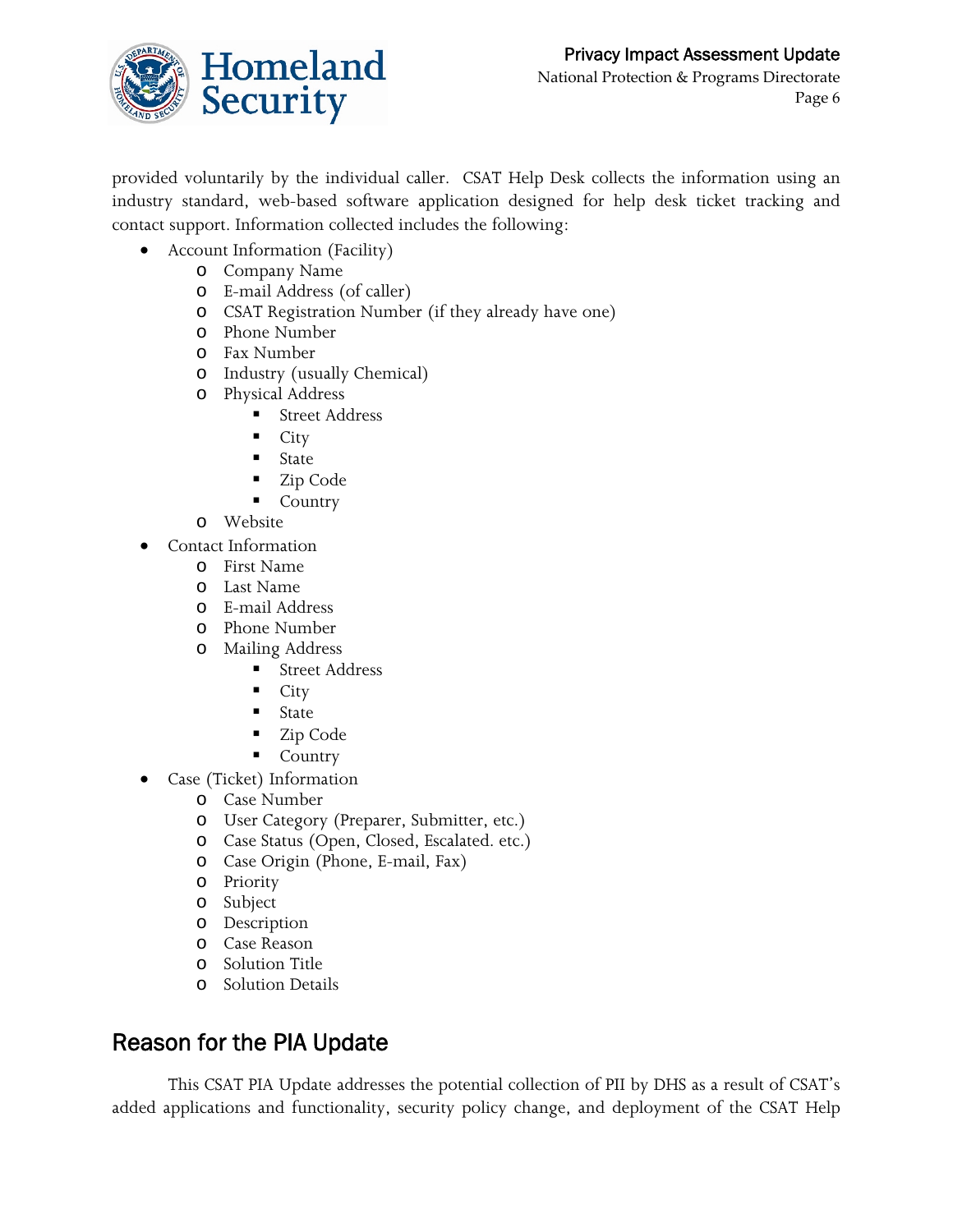provided voluntarily by the individual caller. CSAT Help Desk collects the information using an industry standard, web-based software application designed for help desk ticket tracking and contact support. Information collected includes the following:

- Account Information (Facility)
  - Company Name
  - E-mail Address (of caller)
  - CSAT Registration Number (if they already have one)
  - Phone Number
  - Fax Number
  - Industry (usually Chemical)
  - Physical Address
    - Street Address
    - City
    - State
    - Zip Code
    - Country
  - Website
- Contact Information
  - First Name
  - Last Name
  - E-mail Address
  - Phone Number
  - Mailing Address
    - Street Address
    - City
    - State
    - Zip Code
    - Country
- Case (Ticket) Information
  - Case Number
  - User Category (Preparer, Submitter, etc.)
  - Case Status (Open, Closed, Escalated. etc.)
  - Case Origin (Phone, E-mail, Fax)
  - Priority
  - Subject
  - Description
  - Case Reason
  - Solution Title
  - Solution Details

## Reason for the PIA Update

This CSAT PIA Update addresses the potential collection of PII by DHS as a result of CSAT's added applications and functionality, security policy change, and deployment of the CSAT Help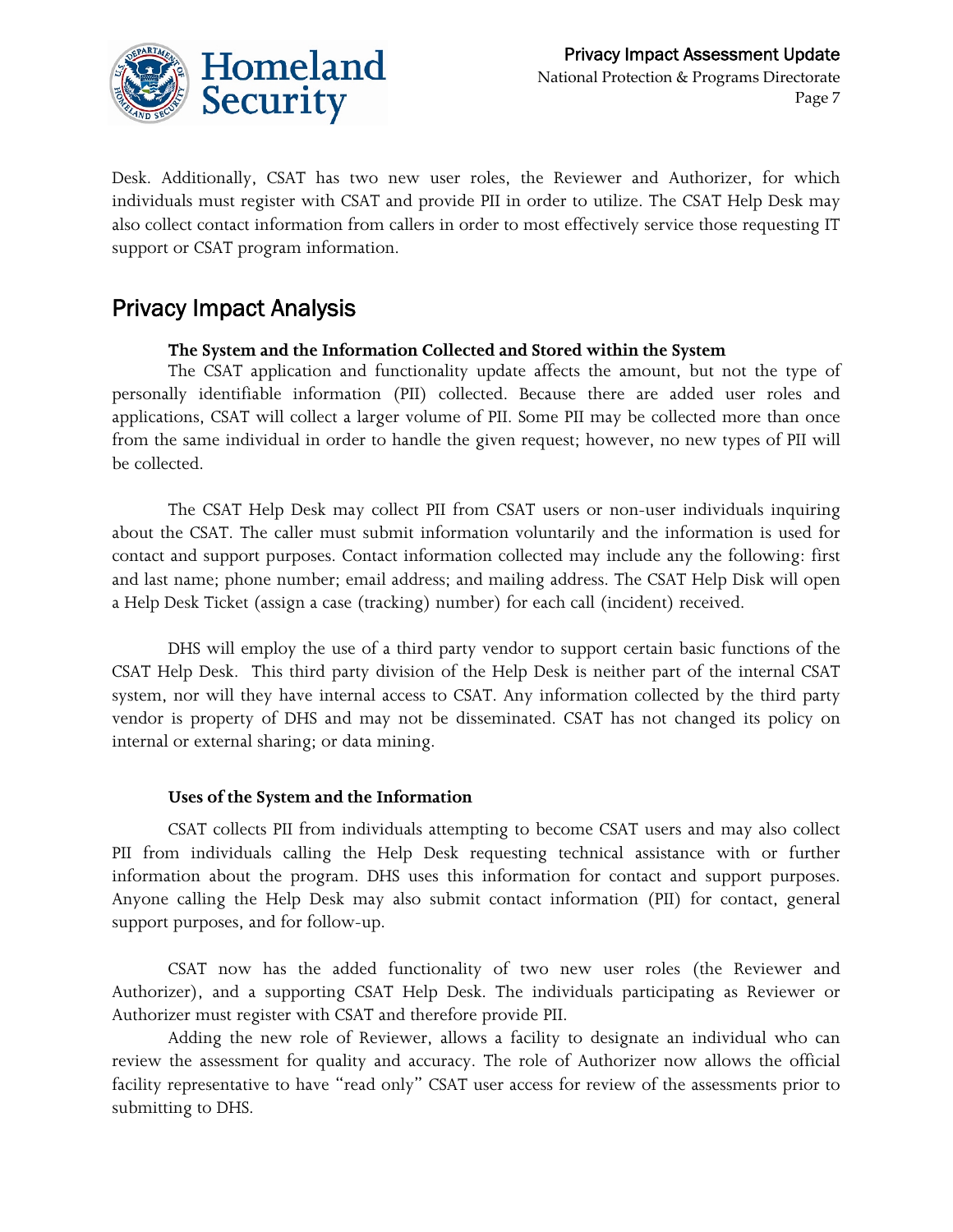Desk. Additionally, CSAT has two new user roles, the Reviewer and Authorizer, for which individuals must register with CSAT and provide PII in order to utilize. The CSAT Help Desk may also collect contact information from callers in order to most effectively service those requesting IT support or CSAT program information.

## Privacy Impact Analysis

### The System and the Information Collected and Stored within the System

The CSAT application and functionality update affects the amount, but not the type of personally identifiable information (PII) collected. Because there are added user roles and applications, CSAT will collect a larger volume of PII. Some PII may be collected more than once from the same individual in order to handle the given request; however, no new types of PII will be collected.

The CSAT Help Desk may collect PII from CSAT users or non-user individuals inquiring about the CSAT. The caller must submit information voluntarily and the information is used for contact and support purposes. Contact information collected may include any the following: first and last name; phone number; email address; and mailing address. The CSAT Help Disk will open a Help Desk Ticket (assign a case (tracking) number) for each call (incident) received.

DHS will employ the use of a third party vendor to support certain basic functions of the CSAT Help Desk. This third party division of the Help Desk is neither part of the internal CSAT system, nor will they have internal access to CSAT. Any information collected by the third party vendor is property of DHS and may not be disseminated. CSAT has not changed its policy on internal or external sharing; or data mining.

### Uses of the System and the Information

CSAT collects PII from individuals attempting to become CSAT users and may also collect PII from individuals calling the Help Desk requesting technical assistance with or further information about the program. DHS uses this information for contact and support purposes. Anyone calling the Help Desk may also submit contact information (PII) for contact, general support purposes, and for follow-up.

CSAT now has the added functionality of two new user roles (the Reviewer and Authorizer), and a supporting CSAT Help Desk. The individuals participating as Reviewer or Authorizer must register with CSAT and therefore provide PII.

Adding the new role of Reviewer, allows a facility to designate an individual who can review the assessment for quality and accuracy. The role of Authorizer now allows the official facility representative to have "read only" CSAT user access for review of the assessments prior to submitting to DHS.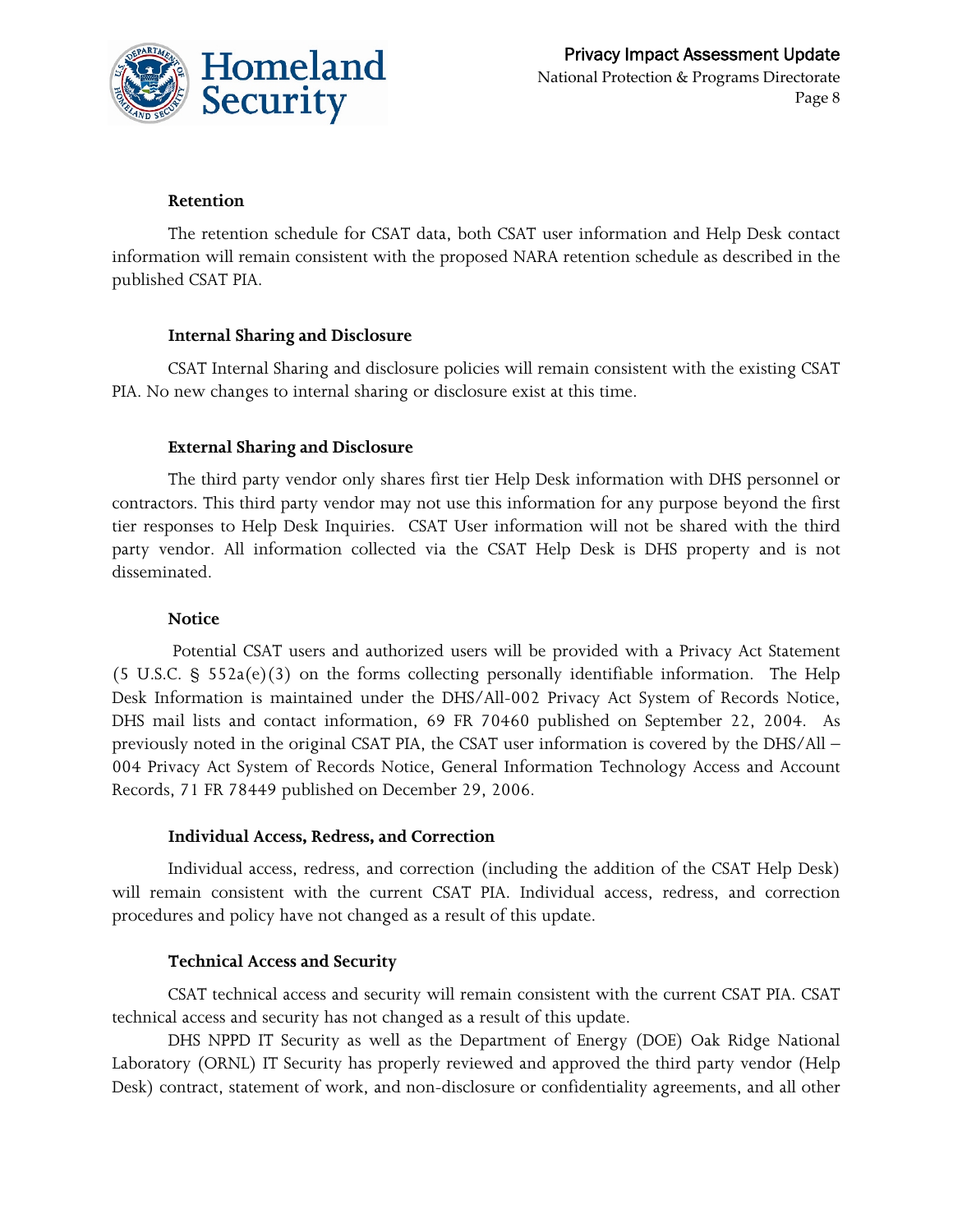### Retention

The retention schedule for CSAT data, both CSAT user information and Help Desk contact information will remain consistent with the proposed NARA retention schedule as described in the published CSAT PIA.

### Internal Sharing and Disclosure

CSAT Internal Sharing and disclosure policies will remain consistent with the existing CSAT PIA. No new changes to internal sharing or disclosure exist at this time.

### External Sharing and Disclosure

The third party vendor only shares first tier Help Desk information with DHS personnel or contractors. This third party vendor may not use this information for any purpose beyond the first tier responses to Help Desk Inquiries. CSAT User information will not be shared with the third party vendor. All information collected via the CSAT Help Desk is DHS property and is not disseminated.

### Notice

Potential CSAT users and authorized users will be provided with a Privacy Act Statement (5 U.S.C. § 552a(e)(3) on the forms collecting personally identifiable information. The Help Desk Information is maintained under the DHS/All-002 Privacy Act System of Records Notice, DHS mail lists and contact information, 69 FR 70460 published on September 22, 2004. As previously noted in the original CSAT PIA, the CSAT user information is covered by the DHS/All – 004 Privacy Act System of Records Notice, General Information Technology Access and Account Records, 71 FR 78449 published on December 29, 2006.

### Individual Access, Redress, and Correction

Individual access, redress, and correction (including the addition of the CSAT Help Desk) will remain consistent with the current CSAT PIA. Individual access, redress, and correction procedures and policy have not changed as a result of this update.

### Technical Access and Security

CSAT technical access and security will remain consistent with the current CSAT PIA. CSAT technical access and security has not changed as a result of this update.

DHS NPPD IT Security as well as the Department of Energy (DOE) Oak Ridge National Laboratory (ORNL) IT Security has properly reviewed and approved the third party vendor (Help Desk) contract, statement of work, and non-disclosure or confidentiality agreements, and all other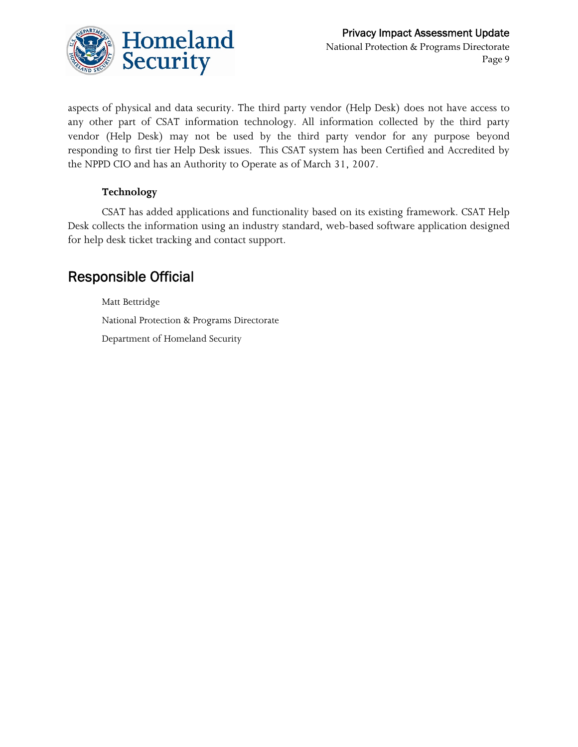aspects of physical and data security. The third party vendor (Help Desk) does not have access to any other part of CSAT information technology. All information collected by the third party vendor (Help Desk) may not be used by the third party vendor for any purpose beyond responding to first tier Help Desk issues. This CSAT system has been Certified and Accredited by the NPPD CIO and has an Authority to Operate as of March 31, 2007.

**Technology**

CSAT has added applications and functionality based on its existing framework. CSAT Help Desk collects the information using an industry standard, web-based software application designed for help desk ticket tracking and contact support.

## Responsible Official

Matt Bettridge

National Protection & Programs Directorate

Department of Homeland Security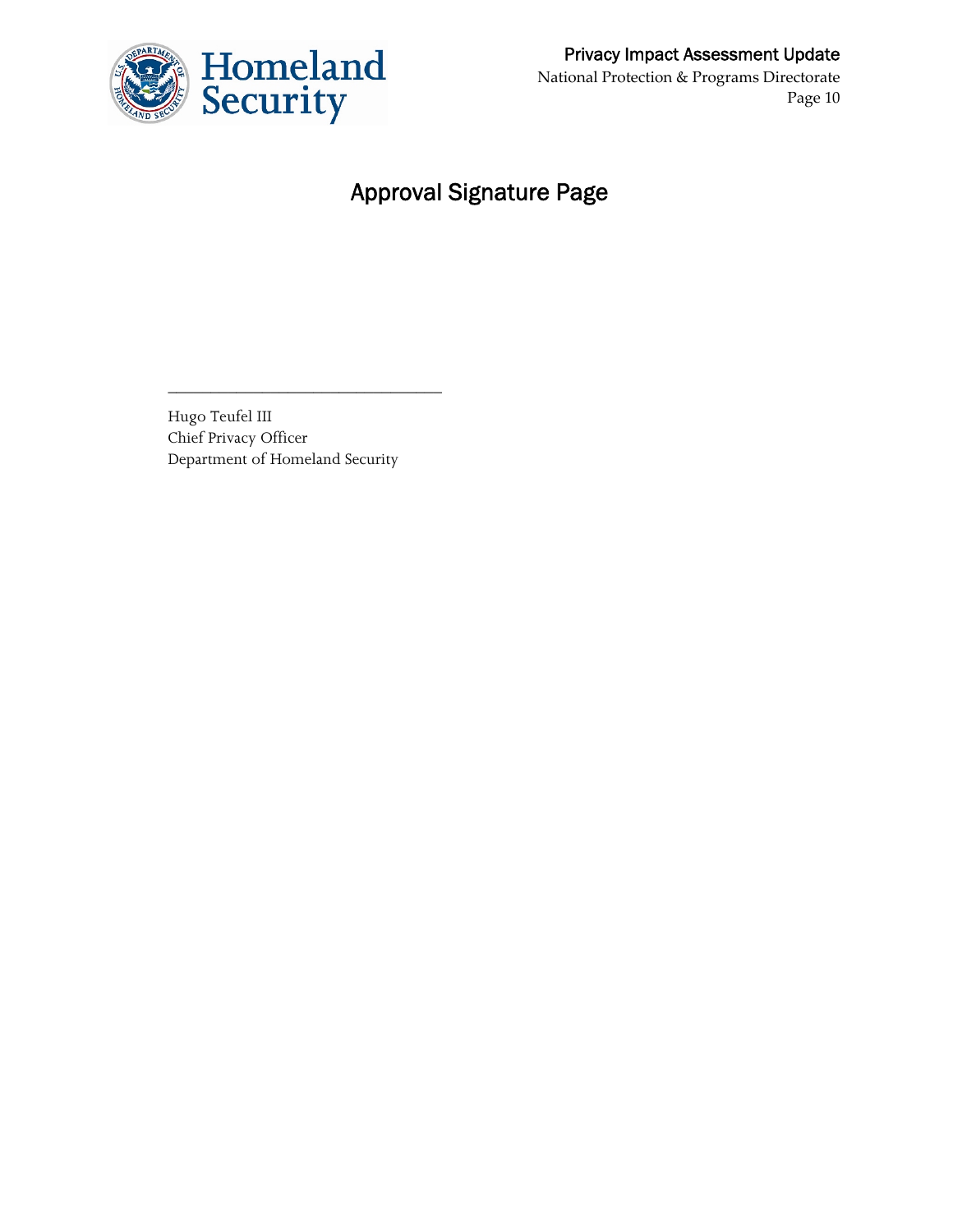## Approval Signature Page

________________________________

Hugo Teufel III
Chief Privacy Officer
Department of Homeland Security